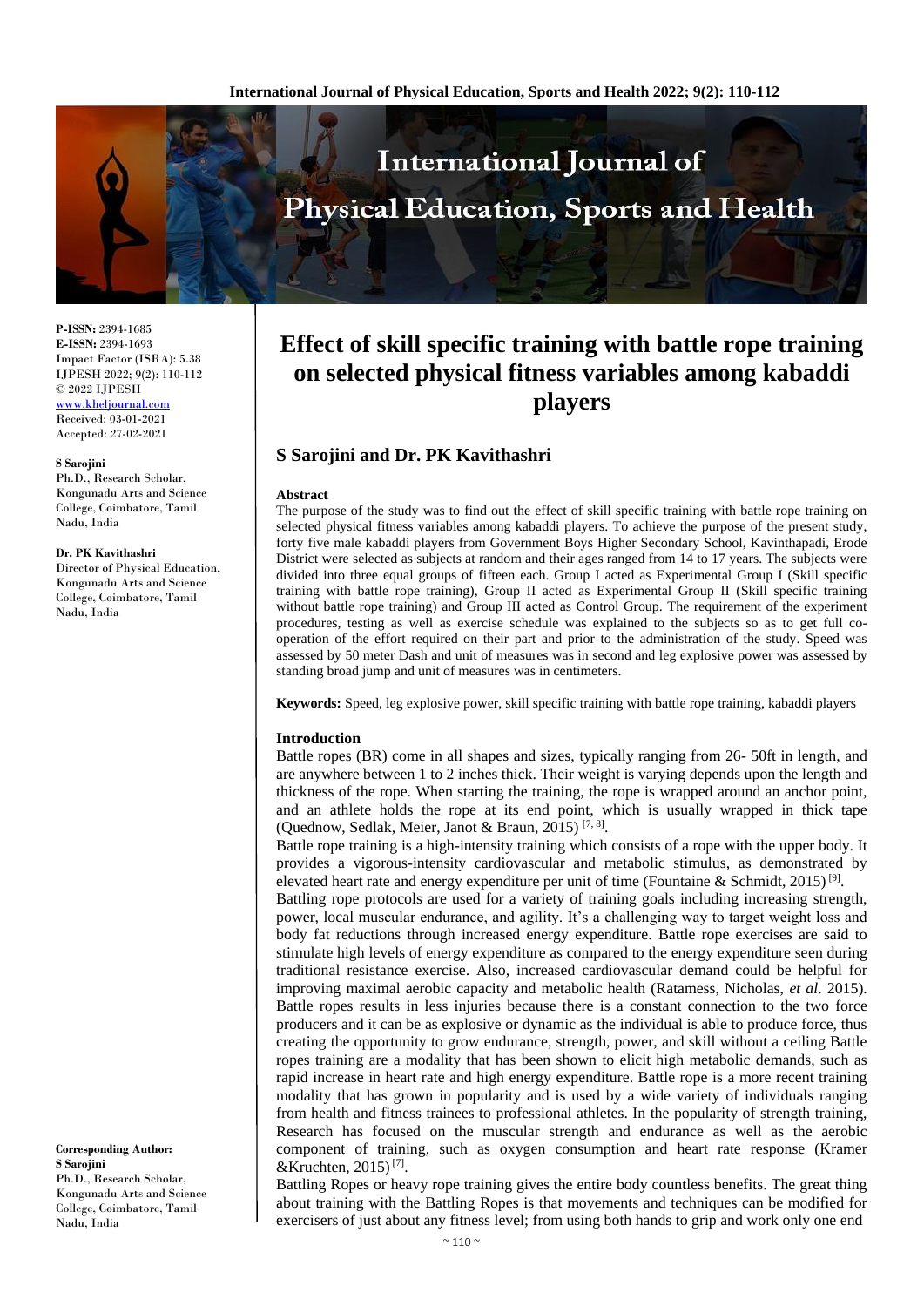# Effect of skill specific training with battle rope training on selected physical fitness variables among kabaddi players

## S Sarojini and Dr. PK Kavithashri

**P-ISSN:** 2394-1685
**E-ISSN:** 2394-1693
Impact Factor (ISRA): 5.38
IJPESH 2022; 9(2): 110-112
© 2022 IJPESH
www.kheljournal.com
Received: 03-01-2021
Accepted: 27-02-2021

**S Sarojini**
Ph.D., Research Scholar, Kongunadu Arts and Science College, Coimbatore, Tamil Nadu, India

**Dr. PK Kavithashri**
Director of Physical Education, Kongunadu Arts and Science College, Coimbatore, Tamil Nadu, India

**Corresponding Author:**
**S Sarojini**
Ph.D., Research Scholar, Kongunadu Arts and Science College, Coimbatore, Tamil Nadu, India

### Abstract

The purpose of the study was to find out the effect of skill specific training with battle rope training on selected physical fitness variables among kabaddi players. To achieve the purpose of the present study, forty five male kabaddi players from Government Boys Higher Secondary School, Kavinthapadi, Erode District were selected as subjects at random and their ages ranged from 14 to 17 years. The subjects were divided into three equal groups of fifteen each. Group I acted as Experimental Group I (Skill specific training with battle rope training), Group II acted as Experimental Group II (Skill specific training without battle rope training) and Group III acted as Control Group. The requirement of the experiment procedures, testing as well as exercise schedule was explained to the subjects so as to get full co-operation of the effort required on their part and prior to the administration of the study. Speed was assessed by 50 meter Dash and unit of measures was in second and leg explosive power was assessed by standing broad jump and unit of measures was in centimeters.

**Keywords:** Speed, leg explosive power, skill specific training with battle rope training, kabaddi players

### Introduction

Battle ropes (BR) come in all shapes and sizes, typically ranging from 26- 50ft in length, and are anywhere between 1 to 2 inches thick. Their weight is varying depends upon the length and thickness of the rope. When starting the training, the rope is wrapped around an anchor point, and an athlete holds the rope at its end point, which is usually wrapped in thick tape (Quednow, Sedlak, Meier, Janot & Braun, 2015) [7, 8].

Battle rope training is a high-intensity training which consists of a rope with the upper body. It provides a vigorous-intensity cardiovascular and metabolic stimulus, as demonstrated by elevated heart rate and energy expenditure per unit of time (Fountaine & Schmidt, 2015) [9].

Battling rope protocols are used for a variety of training goals including increasing strength, power, local muscular endurance, and agility. It's a challenging way to target weight loss and body fat reductions through increased energy expenditure. Battle rope exercises are said to stimulate high levels of energy expenditure as compared to the energy expenditure seen during traditional resistance exercise. Also, increased cardiovascular demand could be helpful for improving maximal aerobic capacity and metabolic health (Ratamess, Nicholas, *et al*. 2015). Battle ropes results in less injuries because there is a constant connection to the two force producers and it can be as explosive or dynamic as the individual is able to produce force, thus creating the opportunity to grow endurance, strength, power, and skill without a ceiling Battle ropes training are a modality that has been shown to elicit high metabolic demands, such as rapid increase in heart rate and high energy expenditure. Battle rope is a more recent training modality that has grown in popularity and is used by a wide variety of individuals ranging from health and fitness trainees to professional athletes. In the popularity of strength training, Research has focused on the muscular strength and endurance as well as the aerobic component of training, such as oxygen consumption and heart rate response (Kramer &Kruchten, 2015) [7].

Battling Ropes or heavy rope training gives the entire body countless benefits. The great thing about training with the Battling Ropes is that movements and techniques can be modified for exercisers of just about any fitness level; from using both hands to grip and work only one end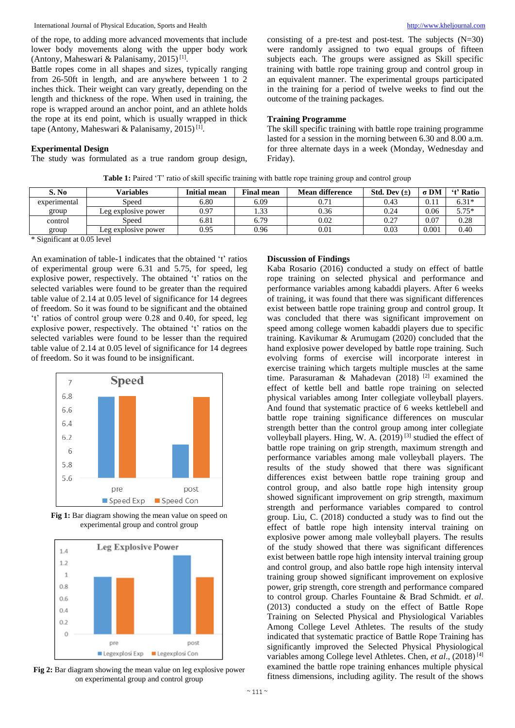of the rope, to adding more advanced movements that include lower body movements along with the upper body work (Antony, Maheswari & Palanisamy, 2015) [1].

Battle ropes come in all shapes and sizes, typically ranging from 26-50ft in length, and are anywhere between 1 to 2 inches thick. Their weight can vary greatly, depending on the length and thickness of the rope. When used in training, the rope is wrapped around an anchor point, and an athlete holds the rope at its end point, which is usually wrapped in thick tape (Antony, Maheswari & Palanisamy, 2015) [1].

### Experimental Design

The study was formulated as a true random group design, consisting of a pre-test and post-test. The subjects (N=30) were randomly assigned to two equal groups of fifteen subjects each. The groups were assigned as Skill specific training with battle rope training group and control group in an equivalent manner. The experimental groups participated in the training for a period of twelve weeks to find out the outcome of the training packages.

### Training Programme

The skill specific training with battle rope training programme lasted for a session in the morning between 6.30 and 8.00 a.m. for three alternate days in a week (Monday, Wednesday and Friday).

**Table 1:** Paired 'T' ratio of skill specific training with battle rope training group and control group

| S. No | Variables | Initial mean | Final mean | Mean difference | Std. Dev (±) | σ DM | 't' Ratio |
|---|---|---|---|---|---|---|---|
| experimental group | Speed | 6.80 | 6.09 | 0.71 | 0.43 | 0.11 | 6.31* |
| | Leg explosive power | 0.97 | 1.33 | 0.36 | 0.24 | 0.06 | 5.75* |
| control group | Speed | 6.81 | 6.79 | 0.02 | 0.27 | 0.07 | 0.28 |
| | Leg explosive power | 0.95 | 0.96 | 0.01 | 0.03 | 0.001 | 0.40 |

\* Significant at 0.05 level

An examination of table-1 indicates that the obtained 't' ratios of experimental group were 6.31 and 5.75, for speed, leg explosive power, respectively. The obtained 't' ratios on the selected variables were found to be greater than the required table value of 2.14 at 0.05 level of significance for 14 degrees of freedom. So it was found to be significant and the obtained 't' ratios of control group were 0.28 and 0.40, for speed, leg explosive power, respectively. The obtained 't' ratios on the selected variables were found to be lesser than the required table value of 2.14 at 0.05 level of significance for 14 degrees of freedom. So it was found to be insignificant.

**Fig 1:** Bar diagram showing the mean value on speed on experimental group and control group

**Fig 2:** Bar diagram showing the mean value on leg explosive power on experimental group and control group

### Discussion of Findings

Kaba Rosario (2016) conducted a study on effect of battle rope training on selected physical and performance and performance variables among kabaddi players. After 6 weeks of training, it was found that there was significant differences exist between battle rope training group and control group. It was concluded that there was significant improvement on speed among college women kabaddi players due to specific training. Kavikumar & Arumugam (2020) concluded that the hand explosive power developed by battle rope training. Such evolving forms of exercise will incorporate interest in exercise training which targets multiple muscles at the same time. Parasuraman & Mahadevan (2018) [2] examined the effect of kettle bell and battle rope training on selected physical variables among Inter collegiate volleyball players. And found that systematic practice of 6 weeks kettlebell and battle rope training significance differences on muscular strength better than the control group among inter collegiate volleyball players. Hing, W. A. (2019) [3] studied the effect of battle rope training on grip strength, maximum strength and performance variables among male volleyball players. The results of the study showed that there was significant differences exist between battle rope training group and control group, and also battle rope high intensity group showed significant improvement on grip strength, maximum strength and performance variables compared to control group. Liu, C. (2018) conducted a study was to find out the effect of battle rope high intensity interval training on explosive power among male volleyball players. The results of the study showed that there was significant differences exist between battle rope high intensity interval training group and control group, and also battle rope high intensity interval training group showed significant improvement on explosive power, grip strength, core strength and performance compared to control group. Charles Fountaine & Brad Schmidt. *et al*. (2013) conducted a study on the effect of Battle Rope Training on Selected Physical and Physiological Variables Among College Level Athletes. The results of the study indicated that systematic practice of Battle Rope Training has significantly improved the Selected Physical Physiological variables among College level Athletes. Chen, *et al*., (2018) [4] examined the battle rope training enhances multiple physical fitness dimensions, including agility. The result of the shows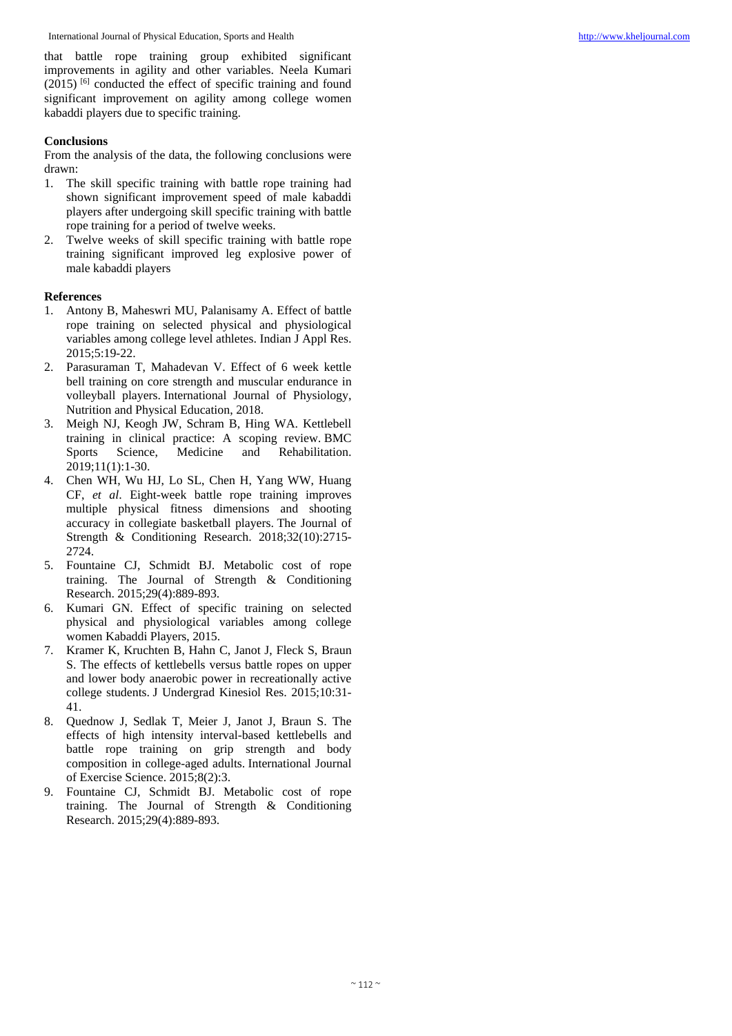that battle rope training group exhibited significant improvements in agility and other variables. Neela Kumari (2015) [6] conducted the effect of specific training and found significant improvement on agility among college women kabaddi players due to specific training.

## Conclusions

From the analysis of the data, the following conclusions were drawn:

1. The skill specific training with battle rope training had shown significant improvement speed of male kabaddi players after undergoing skill specific training with battle rope training for a period of twelve weeks.
2. Twelve weeks of skill specific training with battle rope training significant improved leg explosive power of male kabaddi players

## References

1. Antony B, Maheswri MU, Palanisamy A. Effect of battle rope training on selected physical and physiological variables among college level athletes. Indian J Appl Res. 2015;5:19-22.
2. Parasuraman T, Mahadevan V. Effect of 6 week kettle bell training on core strength and muscular endurance in volleyball players. International Journal of Physiology, Nutrition and Physical Education, 2018.
3. Meigh NJ, Keogh JW, Schram B, Hing WA. Kettlebell training in clinical practice: A scoping review. BMC Sports Science, Medicine and Rehabilitation. 2019;11(1):1-30.
4. Chen WH, Wu HJ, Lo SL, Chen H, Yang WW, Huang CF, *et al*. Eight-week battle rope training improves multiple physical fitness dimensions and shooting accuracy in collegiate basketball players. The Journal of Strength & Conditioning Research. 2018;32(10):2715-2724.
5. Fountaine CJ, Schmidt BJ. Metabolic cost of rope training. The Journal of Strength & Conditioning Research. 2015;29(4):889-893.
6. Kumari GN. Effect of specific training on selected physical and physiological variables among college women Kabaddi Players, 2015.
7. Kramer K, Kruchten B, Hahn C, Janot J, Fleck S, Braun S. The effects of kettlebells versus battle ropes on upper and lower body anaerobic power in recreationally active college students. J Undergrad Kinesiol Res. 2015;10:31-41.
8. Quednow J, Sedlak T, Meier J, Janot J, Braun S. The effects of high intensity interval-based kettlebells and battle rope training on grip strength and body composition in college-aged adults. International Journal of Exercise Science. 2015;8(2):3.
9. Fountaine CJ, Schmidt BJ. Metabolic cost of rope training. The Journal of Strength & Conditioning Research. 2015;29(4):889-893.